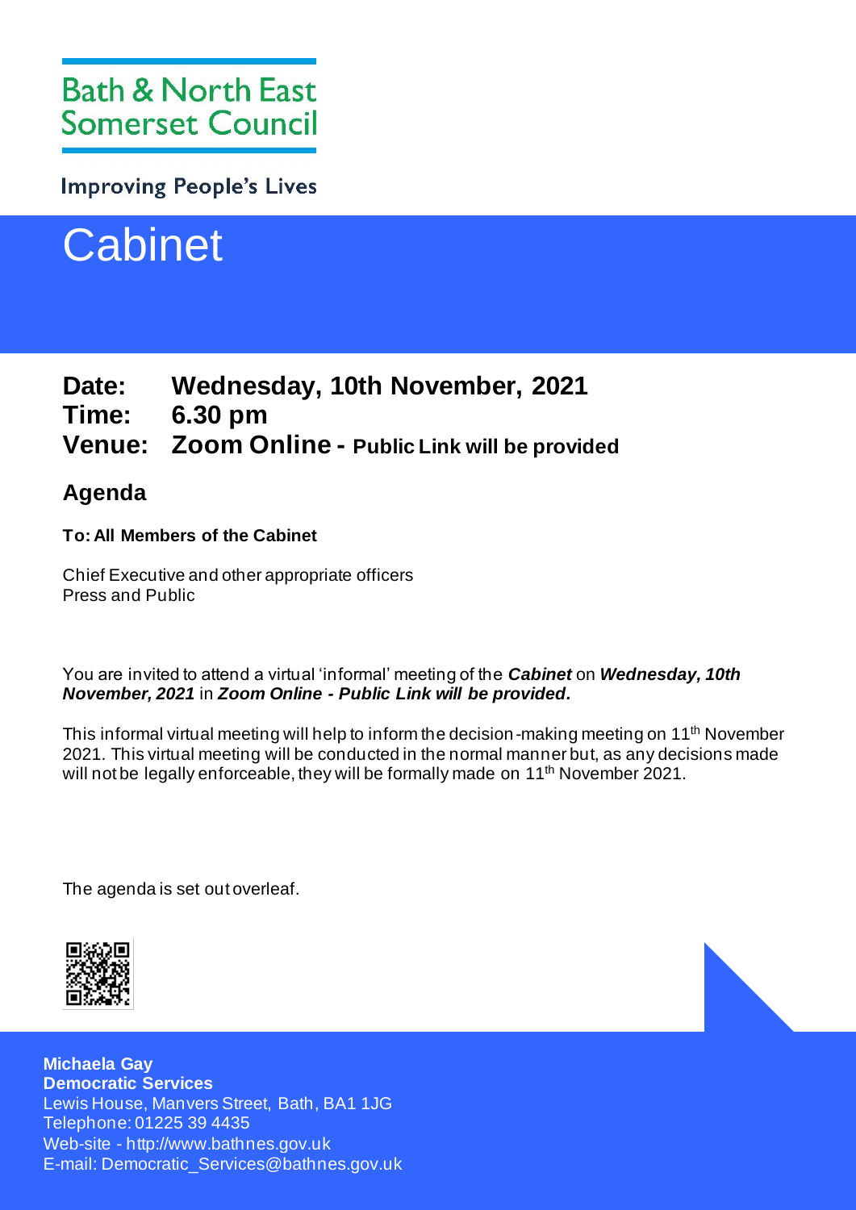Bath & North East Somerset Council

Improving People's Lives

# Cabinet

**Date: Wednesday, 10th November, 2021**
**Time: 6.30 pm**
**Venue: Zoom Online - Public Link will be provided**

## Agenda

**To: All Members of the Cabinet**

Chief Executive and other appropriate officers
Press and Public

You are invited to attend a virtual 'informal' meeting of the ***Cabinet*** on ***Wednesday, 10th November, 2021*** in ***Zoom Online - Public Link will be provided.***

This informal virtual meeting will help to inform the decision-making meeting on 11th November 2021. This virtual meeting will be conducted in the normal manner but, as any decisions made will not be legally enforceable, they will be formally made on 11th November 2021.

The agenda is set out overleaf.

**Michaela Gay**
**Democratic Services**
Lewis House, Manvers Street, Bath, BA1 1JG
Telephone: 01225 39 4435
Web-site - http://www.bathnes.gov.uk
E-mail: Democratic_Services@bathnes.gov.uk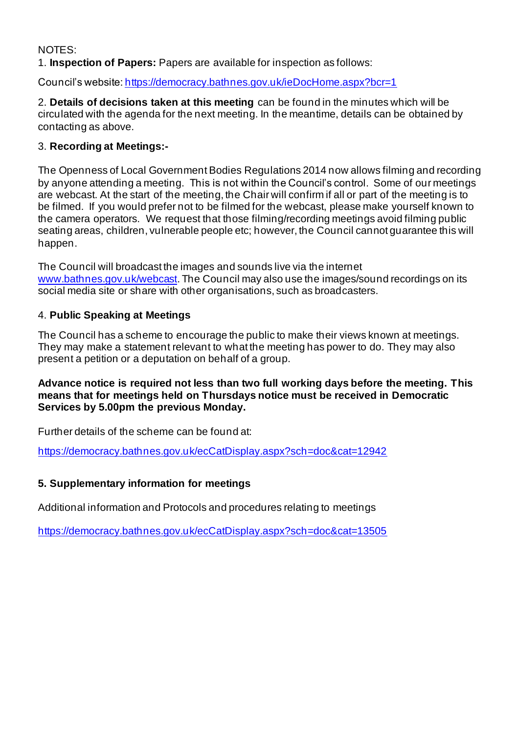NOTES:

1. **Inspection of Papers:** Papers are available for inspection as follows:

Council's website: [https://democracy.bathnes.gov.uk/ieDocHome.aspx?bcr=1](https://democracy.bathnes.gov.uk/ieDocHome.aspx?bcr=1)

2. **Details of decisions taken at this meeting** can be found in the minutes which will be circulated with the agenda for the next meeting. In the meantime, details can be obtained by contacting as above.

3. **Recording at Meetings:-**

The Openness of Local Government Bodies Regulations 2014 now allows filming and recording by anyone attending a meeting. This is not within the Council's control. Some of our meetings are webcast. At the start of the meeting, the Chair will confirm if all or part of the meeting is to be filmed. If you would prefer not to be filmed for the webcast, please make yourself known to the camera operators. We request that those filming/recording meetings avoid filming public seating areas, children, vulnerable people etc; however, the Council cannot guarantee this will happen.

The Council will broadcast the images and sounds live via the internet [www.bathnes.gov.uk/webcast](www.bathnes.gov.uk/webcast). The Council may also use the images/sound recordings on its social media site or share with other organisations, such as broadcasters.

4. **Public Speaking at Meetings**

The Council has a scheme to encourage the public to make their views known at meetings. They may make a statement relevant to what the meeting has power to do. They may also present a petition or a deputation on behalf of a group.

**Advance notice is required not less than two full working days before the meeting. This means that for meetings held on Thursdays notice must be received in Democratic Services by 5.00pm the previous Monday.**

Further details of the scheme can be found at:

[https://democracy.bathnes.gov.uk/ecCatDisplay.aspx?sch=doc&cat=12942](https://democracy.bathnes.gov.uk/ecCatDisplay.aspx?sch=doc&cat=12942)

**5. Supplementary information for meetings**

Additional information and Protocols and procedures relating to meetings

[https://democracy.bathnes.gov.uk/ecCatDisplay.aspx?sch=doc&cat=13505](https://democracy.bathnes.gov.uk/ecCatDisplay.aspx?sch=doc&cat=13505)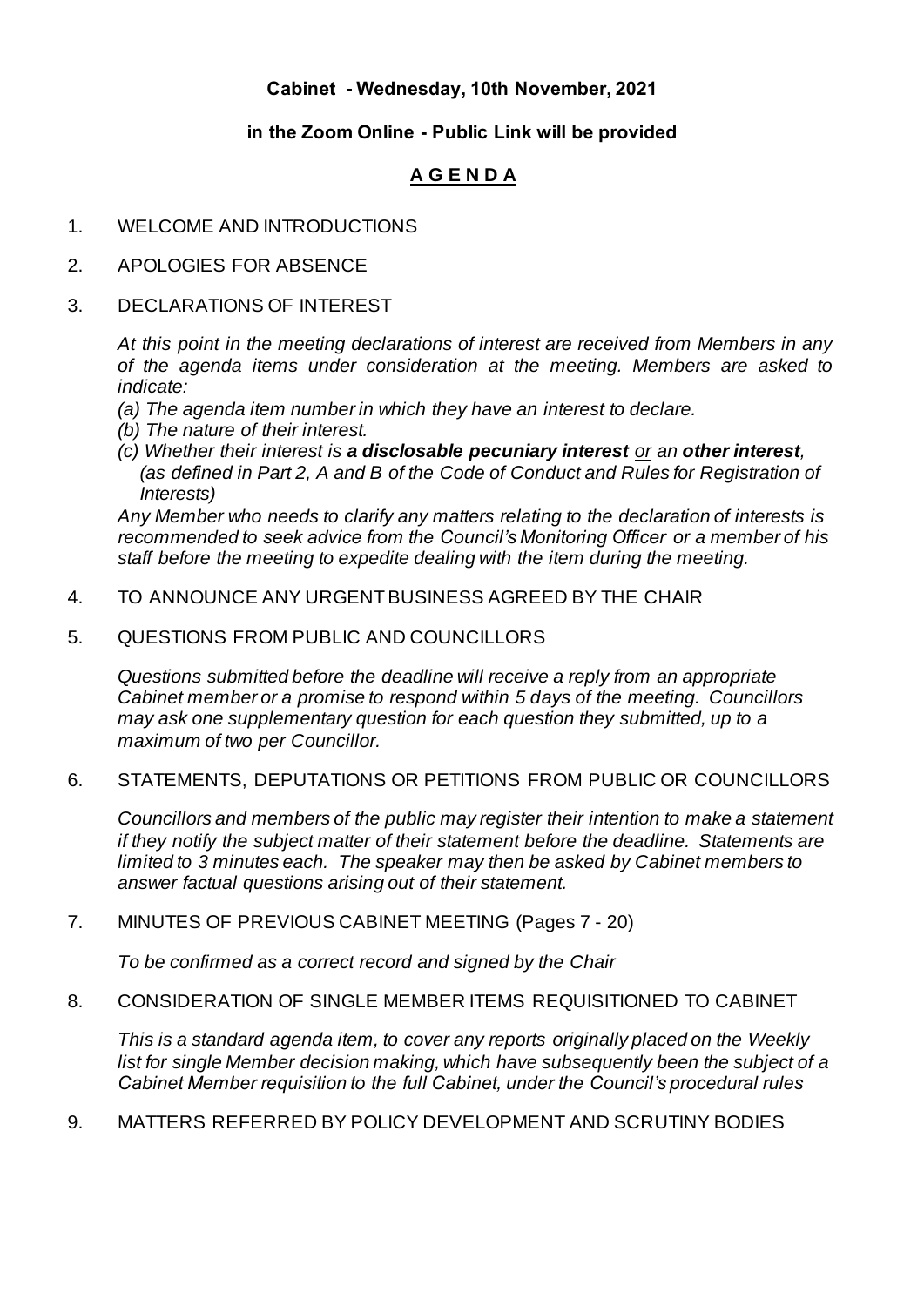**Cabinet - Wednesday, 10th November, 2021**

**in the Zoom Online - Public Link will be provided**

# A G E N D A

1. WELCOME AND INTRODUCTIONS

2. APOLOGIES FOR ABSENCE

3. DECLARATIONS OF INTEREST

   *At this point in the meeting declarations of interest are received from Members in any of the agenda items under consideration at the meeting. Members are asked to indicate:*

   *(a) The agenda item number in which they have an interest to declare.*
   *(b) The nature of their interest.*
   *(c) Whether their interest is* ***a disclosable pecuniary interest*** *or an* ***other interest****, (as defined in Part 2, A and B of the Code of Conduct and Rules for Registration of Interests)*

   *Any Member who needs to clarify any matters relating to the declaration of interests is recommended to seek advice from the Council's Monitoring Officer or a member of his staff before the meeting to expedite dealing with the item during the meeting.*

4. TO ANNOUNCE ANY URGENT BUSINESS AGREED BY THE CHAIR

5. QUESTIONS FROM PUBLIC AND COUNCILLORS

   *Questions submitted before the deadline will receive a reply from an appropriate Cabinet member or a promise to respond within 5 days of the meeting. Councillors may ask one supplementary question for each question they submitted, up to a maximum of two per Councillor.*

6. STATEMENTS, DEPUTATIONS OR PETITIONS FROM PUBLIC OR COUNCILLORS

   *Councillors and members of the public may register their intention to make a statement if they notify the subject matter of their statement before the deadline. Statements are limited to 3 minutes each. The speaker may then be asked by Cabinet members to answer factual questions arising out of their statement.*

7. MINUTES OF PREVIOUS CABINET MEETING (Pages 7 - 20)

   *To be confirmed as a correct record and signed by the Chair*

8. CONSIDERATION OF SINGLE MEMBER ITEMS REQUISITIONED TO CABINET

   *This is a standard agenda item, to cover any reports originally placed on the Weekly list for single Member decision making, which have subsequently been the subject of a Cabinet Member requisition to the full Cabinet, under the Council's procedural rules*

9. MATTERS REFERRED BY POLICY DEVELOPMENT AND SCRUTINY BODIES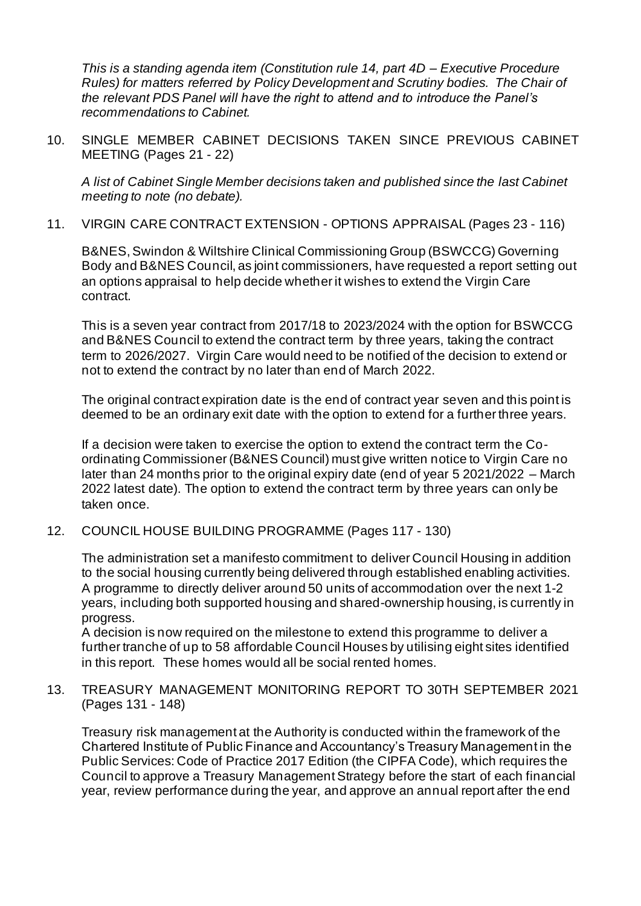*This is a standing agenda item (Constitution rule 14, part 4D – Executive Procedure Rules) for matters referred by Policy Development and Scrutiny bodies. The Chair of the relevant PDS Panel will have the right to attend and to introduce the Panel's recommendations to Cabinet.*

10. SINGLE MEMBER CABINET DECISIONS TAKEN SINCE PREVIOUS CABINET MEETING (Pages 21 - 22)

    *A list of Cabinet Single Member decisions taken and published since the last Cabinet meeting to note (no debate).*

11. VIRGIN CARE CONTRACT EXTENSION - OPTIONS APPRAISAL (Pages 23 - 116)

    B&NES, Swindon & Wiltshire Clinical Commissioning Group (BSWCCG) Governing Body and B&NES Council, as joint commissioners, have requested a report setting out an options appraisal to help decide whether it wishes to extend the Virgin Care contract.

    This is a seven year contract from 2017/18 to 2023/2024 with the option for BSWCCG and B&NES Council to extend the contract term by three years, taking the contract term to 2026/2027. Virgin Care would need to be notified of the decision to extend or not to extend the contract by no later than end of March 2022.

    The original contract expiration date is the end of contract year seven and this point is deemed to be an ordinary exit date with the option to extend for a further three years.

    If a decision were taken to exercise the option to extend the contract term the Co-ordinating Commissioner (B&NES Council) must give written notice to Virgin Care no later than 24 months prior to the original expiry date (end of year 5 2021/2022 – March 2022 latest date). The option to extend the contract term by three years can only be taken once.

12. COUNCIL HOUSE BUILDING PROGRAMME (Pages 117 - 130)

    The administration set a manifesto commitment to deliver Council Housing in addition to the social housing currently being delivered through established enabling activities. A programme to directly deliver around 50 units of accommodation over the next 1-2 years, including both supported housing and shared-ownership housing, is currently in progress.

    A decision is now required on the milestone to extend this programme to deliver a further tranche of up to 58 affordable Council Houses by utilising eight sites identified in this report. These homes would all be social rented homes.

13. TREASURY MANAGEMENT MONITORING REPORT TO 30TH SEPTEMBER 2021 (Pages 131 - 148)

    Treasury risk management at the Authority is conducted within the framework of the Chartered Institute of Public Finance and Accountancy's Treasury Management in the Public Services: Code of Practice 2017 Edition (the CIPFA Code), which requires the Council to approve a Treasury Management Strategy before the start of each financial year, review performance during the year, and approve an annual report after the end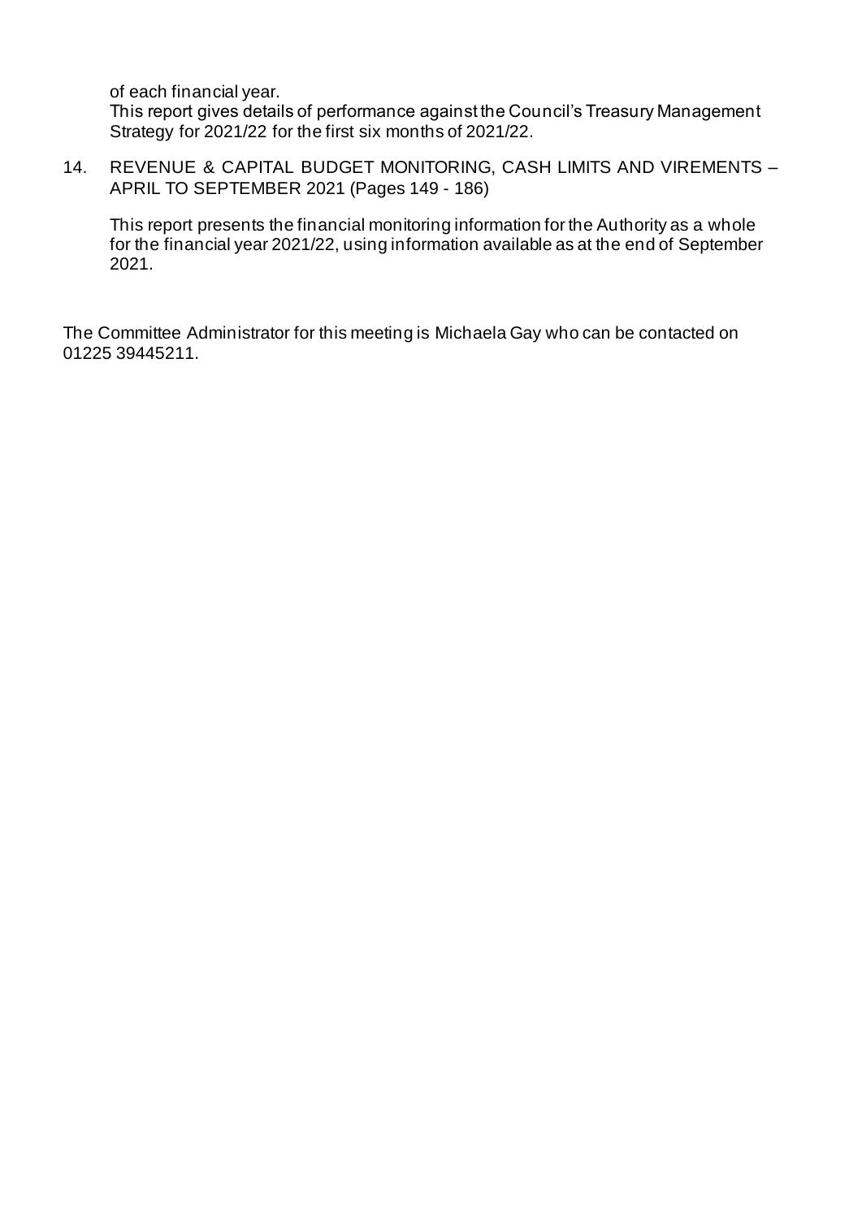of each financial year.
This report gives details of performance against the Council's Treasury Management Strategy for 2021/22 for the first six months of 2021/22.

14. REVENUE & CAPITAL BUDGET MONITORING, CASH LIMITS AND VIREMENTS – APRIL TO SEPTEMBER 2021 (Pages 149 - 186)

    This report presents the financial monitoring information for the Authority as a whole for the financial year 2021/22, using information available as at the end of September 2021.

The Committee Administrator for this meeting is Michaela Gay who can be contacted on 01225 39445211.